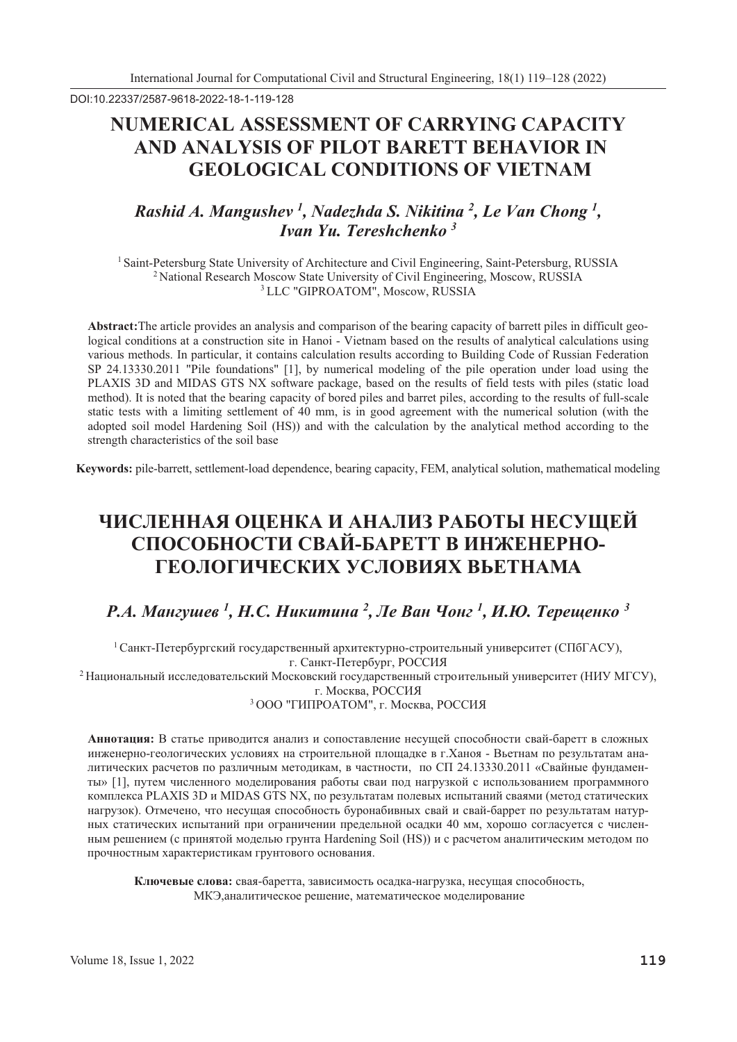DOI:10.22337/2587-9618-2022-18-1-119-128

# NUMERICAL ASSESSMENT OF CARRYING CAPACITY AND ANALYSIS OF PILOT BARETT BEHAVIOR IN GEOLOGICAL CONDITIONS OF VIETNAM

***Rashid A. Mangushev [1], Nadezhda S. Nikitina [2], Le Van Chong [1], Ivan Yu. Tereshchenko [3]***

[1] Saint-Petersburg State University of Architecture and Civil Engineering, Saint-Petersburg, RUSSIA
[2] National Research Moscow State University of Civil Engineering, Moscow, RUSSIA
[3] LLC "GIPROATOM", Moscow, RUSSIA

**Abstract:**The article provides an analysis and comparison of the bearing capacity of barrett piles in difficult geological conditions at a construction site in Hanoi - Vietnam based on the results of analytical calculations using various methods. In particular, it contains calculation results according to Building Code of Russian Federation SP 24.13330.2011 "Pile foundations" [1], by numerical modeling of the pile operation under load using the PLAXIS 3D and MIDAS GTS NX software package, based on the results of field tests with piles (static load method). It is noted that the bearing capacity of bored piles and barret piles, according to the results of full-scale static tests with a limiting settlement of 40 mm, is in good agreement with the numerical solution (with the adopted soil model Hardening Soil (HS)) and with the calculation by the analytical method according to the strength characteristics of the soil base

**Keywords:** pile-barrett, settlement-load dependence, bearing capacity, FEM, analytical solution, mathematical modeling

# ЧИСЛЕННАЯ ОЦЕНКА И АНАЛИЗ РАБОТЫ НЕСУЩЕЙ СПОСОБНОСТИ СВАЙ-БАРЕТТ В ИНЖЕНЕРНО-ГЕОЛОГИЧЕСКИХ УСЛОВИЯХ ВЬЕТНАМА

***Р.А. Мангушев [1], Н.С. Никитина [2], Ле Ван Чонг [1], И.Ю. Терещенко [3]***

[1] Санкт-Петербургский государственный архитектурно-строительный университет (СПбГАСУ), г. Санкт-Петербург, РОССИЯ
[2] Национальный исследовательский Московский государственный строительный университет (НИУ МГСУ), г. Москва, РОССИЯ
[3] ООО "ГИПРОАТОМ", г. Москва, РОССИЯ

**Аннотация:** В статье приводится анализ и сопоставление несущей способности свай-баретт в сложных инженерно-геологических условиях на строительной площадке в г.Ханоя - Вьетнам по результатам аналитических расчетов по различным методикам, в частности, по СП 24.13330.2011 «Свайные фундаменты» [1], путем численного моделирования работы сваи под нагрузкой с использованием программного комплекса PLAXIS 3D и MIDAS GTS NX, по результатам полевых испытаний сваями (метод статических нагрузок). Отмечено, что несущая способность буронабивных свай и свай-баррет по результатам натурных статических испытаний при ограничении предельной осадки 40 мм, хорошо согласуется с численным решением (с принятой моделью грунта Hardening Soil (HS)) и с расчетом аналитическим методом по прочностным характеристикам грунтового основания.

**Ключевые слова:** свая-баретта, зависимость осадка-нагрузка, несущая способность, МКЭ,аналитическое решение, математическое моделирование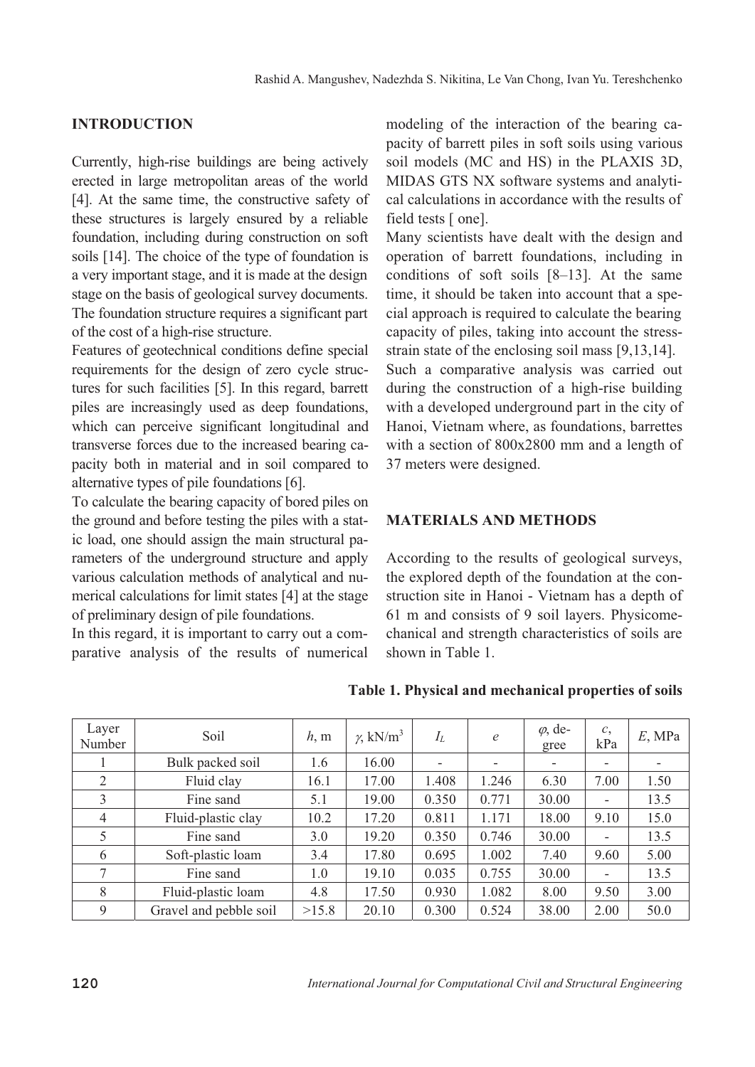## INTRODUCTION

Currently, high-rise buildings are being actively erected in large metropolitan areas of the world [4]. At the same time, the constructive safety of these structures is largely ensured by a reliable foundation, including during construction on soft soils [14]. The choice of the type of foundation is a very important stage, and it is made at the design stage on the basis of geological survey documents. The foundation structure requires a significant part of the cost of a high-rise structure.

Features of geotechnical conditions define special requirements for the design of zero cycle structures for such facilities [5]. In this regard, barrett piles are increasingly used as deep foundations, which can perceive significant longitudinal and transverse forces due to the increased bearing capacity both in material and in soil compared to alternative types of pile foundations [6].

To calculate the bearing capacity of bored piles on the ground and before testing the piles with a static load, one should assign the main structural parameters of the underground structure and apply various calculation methods of analytical and numerical calculations for limit states [4] at the stage of preliminary design of pile foundations.

In this regard, it is important to carry out a comparative analysis of the results of numerical modeling of the interaction of the bearing capacity of barrett piles in soft soils using various soil models (MC and HS) in the PLAXIS 3D, MIDAS GTS NX software systems and analytical calculations in accordance with the results of field tests [ one].

Many scientists have dealt with the design and operation of barrett foundations, including in conditions of soft soils [8–13]. At the same time, it should be taken into account that a special approach is required to calculate the bearing capacity of piles, taking into account the stress-strain state of the enclosing soil mass [9,13,14].

Such a comparative analysis was carried out during the construction of a high-rise building with a developed underground part in the city of Hanoi, Vietnam where, as foundations, barrettes with a section of 800x2800 mm and a length of 37 meters were designed.

## MATERIALS AND METHODS

According to the results of geological surveys, the explored depth of the foundation at the construction site in Hanoi - Vietnam has a depth of 61 m and consists of 9 soil layers. Physicomechanical and strength characteristics of soils are shown in Table 1.

**Table 1. Physical and mechanical properties of soils**

| Layer Number | Soil | $h$, m | $\gamma$, kN/m$^3$ | $I_L$ | $e$ | $\varphi$, degree | $c$, kPa | $E$, MPa |
|---|---|---|---|---|---|---|---|---|
| 1 | Bulk packed soil | 1.6 | 16.00 | - | - | - | - | - |
| 2 | Fluid clay | 16.1 | 17.00 | 1.408 | 1.246 | 6.30 | 7.00 | 1.50 |
| 3 | Fine sand | 5.1 | 19.00 | 0.350 | 0.771 | 30.00 | - | 13.5 |
| 4 | Fluid-plastic clay | 10.2 | 17.20 | 0.811 | 1.171 | 18.00 | 9.10 | 15.0 |
| 5 | Fine sand | 3.0 | 19.20 | 0.350 | 0.746 | 30.00 | - | 13.5 |
| 6 | Soft-plastic loam | 3.4 | 17.80 | 0.695 | 1.002 | 7.40 | 9.60 | 5.00 |
| 7 | Fine sand | 1.0 | 19.10 | 0.035 | 0.755 | 30.00 | - | 13.5 |
| 8 | Fluid-plastic loam | 4.8 | 17.50 | 0.930 | 1.082 | 8.00 | 9.50 | 3.00 |
| 9 | Gravel and pebble soil | >15.8 | 20.10 | 0.300 | 0.524 | 38.00 | 2.00 | 50.0 |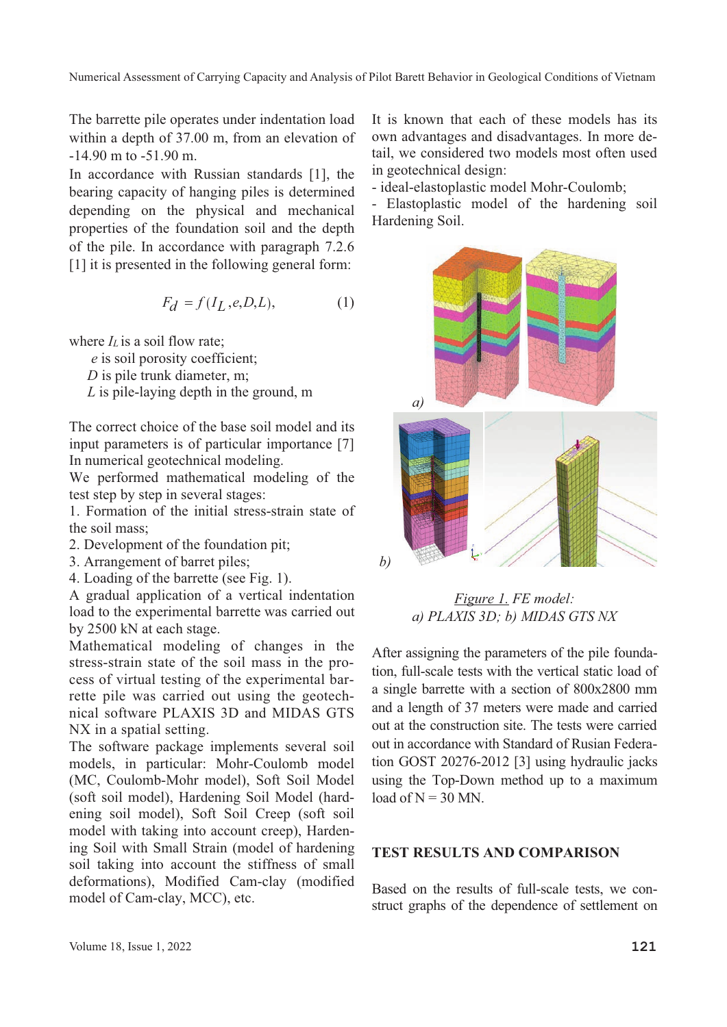The barrette pile operates under indentation load within a depth of 37.00 m, from an elevation of -14.90 m to -51.90 m.

In accordance with Russian standards [1], the bearing capacity of hanging piles is determined depending on the physical and mechanical properties of the foundation soil and the depth of the pile. In accordance with paragraph 7.2.6 [1] it is presented in the following general form:

$$F_d = f(I_L, e, D, L), \quad (1)$$

where $I_L$ is a soil flow rate;

$e$ is soil porosity coefficient;

$D$ is pile trunk diameter, m;

$L$ is pile-laying depth in the ground, m

The correct choice of the base soil model and its input parameters is of particular importance [7] In numerical geotechnical modeling.

We performed mathematical modeling of the test step by step in several stages:

1. Formation of the initial stress-strain state of the soil mass;
2. Development of the foundation pit;
3. Arrangement of barret piles;
4. Loading of the barrette (see Fig. 1).

A gradual application of a vertical indentation load to the experimental barrette was carried out by 2500 kN at each stage.

Mathematical modeling of changes in the stress-strain state of the soil mass in the process of virtual testing of the experimental barrette pile was carried out using the geotechnical software PLAXIS 3D and MIDAS GTS NX in a spatial setting.

The software package implements several soil models, in particular: Mohr-Coulomb model (MC, Coulomb-Mohr model), Soft Soil Model (soft soil model), Hardening Soil Model (hardening soil model), Soft Soil Creep (soft soil model with taking into account creep), Hardening Soil with Small Strain (model of hardening soil taking into account the stiffness of small deformations), Modified Cam-clay (modified model of Cam-clay, MCC), etc.

It is known that each of these models has its own advantages and disadvantages. In more detail, we considered two models most often used in geotechnical design:

- ideal-elastoplastic model Mohr-Coulomb;
- Elastoplastic model of the hardening soil Hardening Soil.

*Figure 1. FE model: a) PLAXIS 3D; b) MIDAS GTS NX*

After assigning the parameters of the pile foundation, full-scale tests with the vertical static load of a single barrette with a section of 800x2800 mm and a length of 37 meters were made and carried out at the construction site. The tests were carried out in accordance with Standard of Rusian Federation GOST 20276-2012 [3] using hydraulic jacks using the Top-Down method up to a maximum load of N = 30 MN.

## TEST RESULTS AND COMPARISON

Based on the results of full-scale tests, we construct graphs of the dependence of settlement on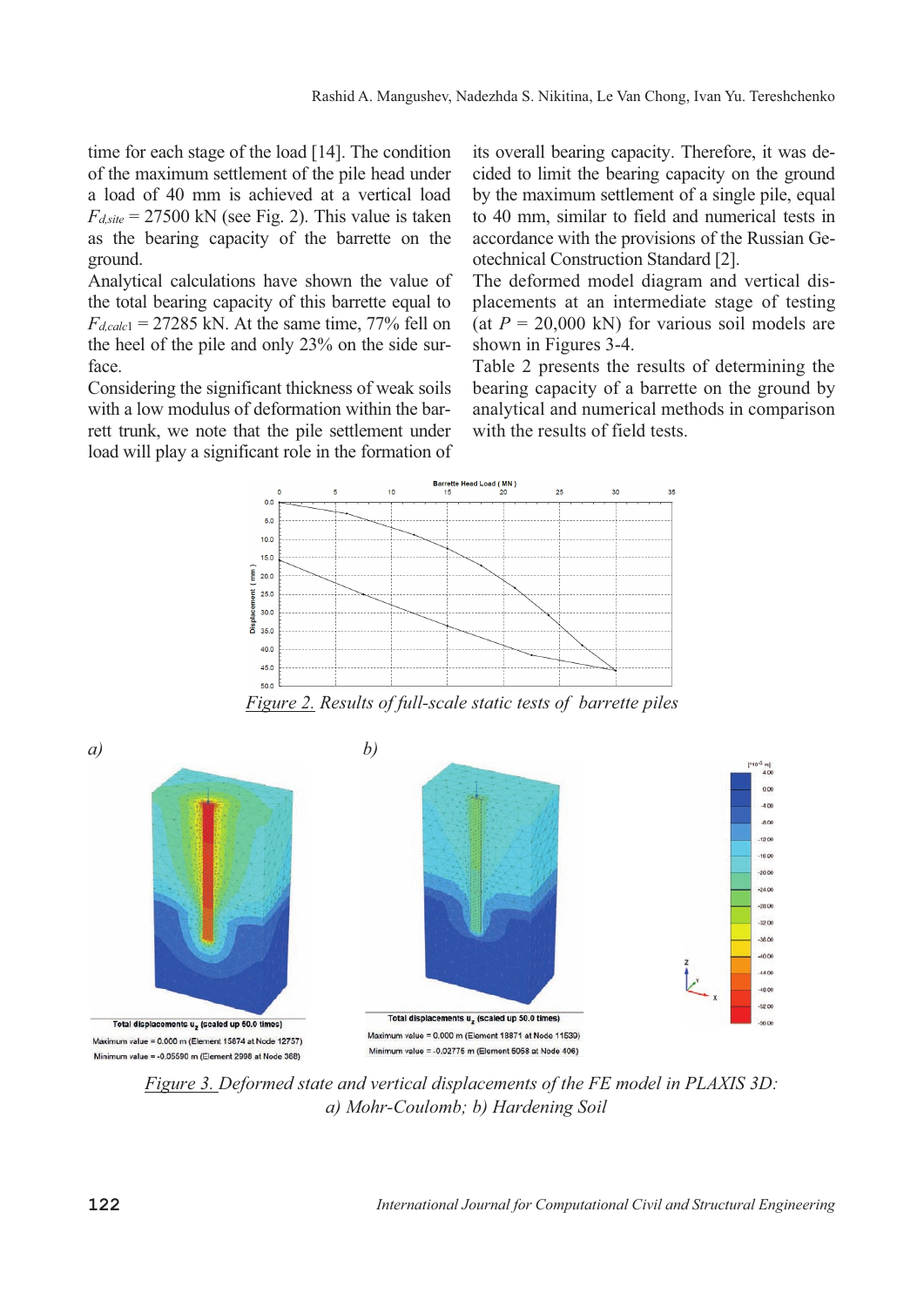time for each stage of the load [14]. The condition of the maximum settlement of the pile head under a load of 40 mm is achieved at a vertical load $F_{d,site}$ = 27500 kN (see Fig. 2). This value is taken as the bearing capacity of the barrette on the ground.

Analytical calculations have shown the value of the total bearing capacity of this barrette equal to $F_{d,calc1}$ = 27285 kN. At the same time, 77% fell on the heel of the pile and only 23% on the side surface.

Considering the significant thickness of weak soils with a low modulus of deformation within the barrett trunk, we note that the pile settlement under load will play a significant role in the formation of its overall bearing capacity. Therefore, it was decided to limit the bearing capacity on the ground by the maximum settlement of a single pile, equal to 40 mm, similar to field and numerical tests in accordance with the provisions of the Russian Geotechnical Construction Standard [2].

The deformed model diagram and vertical displacements at an intermediate stage of testing (at $P$ = 20,000 kN) for various soil models are shown in Figures 3-4.

Table 2 presents the results of determining the bearing capacity of a barrette on the ground by analytical and numerical methods in comparison with the results of field tests.

*Figure 2. Results of full-scale static tests of barrette piles*

*Figure 3. Deformed state and vertical displacements of the FE model in PLAXIS 3D: a) Mohr-Coulomb; b) Hardening Soil*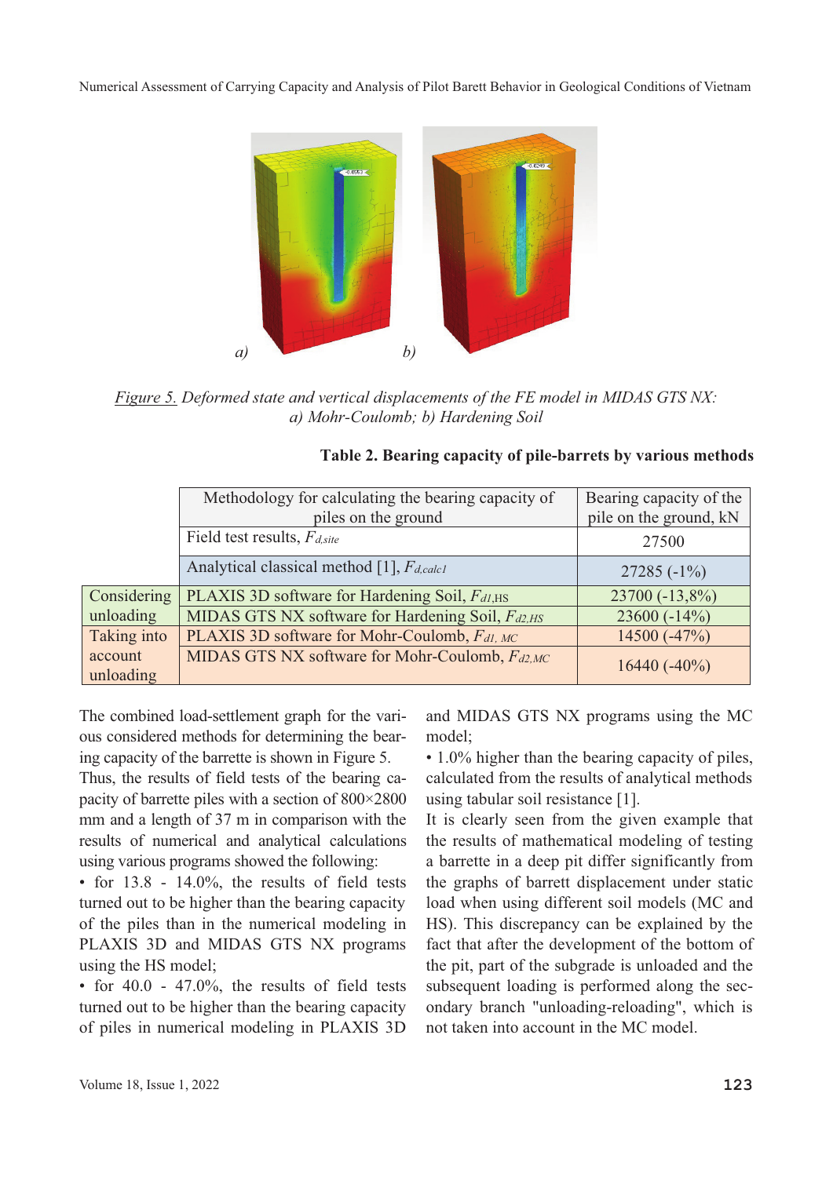*Figure 5. Deformed state and vertical displacements of the FE model in MIDAS GTS NX: a) Mohr-Coulomb; b) Hardening Soil*

**Table 2. Bearing capacity of pile-barrets by various methods**

| | Methodology for calculating the bearing capacity of piles on the ground | Bearing capacity of the pile on the ground, kN |
|---|---|---|
| | Field test results, $F_{d,site}$ | 27500 |
| | Analytical classical method [1], $F_{d,calc1}$ | 27285 (-1%) |
| Considering unloading | PLAXIS 3D software for Hardening Soil, $F_{d1,HS}$ | 23700 (-13,8%) |
| | MIDAS GTS NX software for Hardening Soil, $F_{d2,HS}$ | 23600 (-14%) |
| Taking into account unloading | PLAXIS 3D software for Mohr-Coulomb, $F_{d1,MC}$ | 14500 (-47%) |
| | MIDAS GTS NX software for Mohr-Coulomb, $F_{d2,MC}$ | 16440 (-40%) |

The combined load-settlement graph for the various considered methods for determining the bearing capacity of the barrette is shown in Figure 5.

Thus, the results of field tests of the bearing capacity of barrette piles with a section of 800×2800 mm and a length of 37 m in comparison with the results of numerical and analytical calculations using various programs showed the following:

- for 13.8 - 14.0%, the results of field tests turned out to be higher than the bearing capacity of the piles than in the numerical modeling in PLAXIS 3D and MIDAS GTS NX programs using the HS model;
- for 40.0 - 47.0%, the results of field tests turned out to be higher than the bearing capacity of piles in numerical modeling in PLAXIS 3D and MIDAS GTS NX programs using the MC model;
- 1.0% higher than the bearing capacity of piles, calculated from the results of analytical methods using tabular soil resistance [1].

It is clearly seen from the given example that the results of mathematical modeling of testing a barrette in a deep pit differ significantly from the graphs of barrett displacement under static load when using different soil models (MC and HS). This discrepancy can be explained by the fact that after the development of the bottom of the pit, part of the subgrade is unloaded and the subsequent loading is performed along the secondary branch "unloading-reloading", which is not taken into account in the MC model.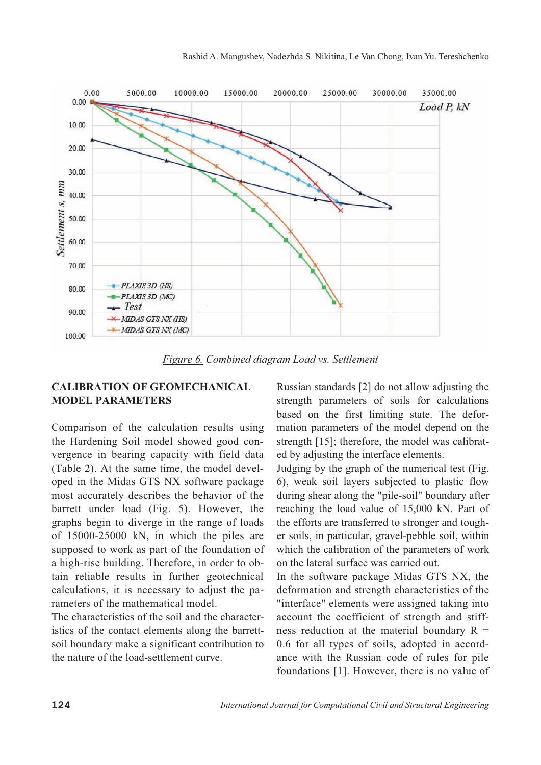*Figure 6.* Combined diagram Load vs. Settlement

## CALIBRATION OF GEOMECHANICAL MODEL PARAMETERS

Comparison of the calculation results using the Hardening Soil model showed good convergence in bearing capacity with field data (Table 2). At the same time, the model developed in the Midas GTS NX software package most accurately describes the behavior of the barrett under load (Fig. 5). However, the graphs begin to diverge in the range of loads of 15000-25000 kN, in which the piles are supposed to work as part of the foundation of a high-rise building. Therefore, in order to obtain reliable results in further geotechnical calculations, it is necessary to adjust the parameters of the mathematical model.

The characteristics of the soil and the characteristics of the contact elements along the barrett-soil boundary make a significant contribution to the nature of the load-settlement curve.

Russian standards [2] do not allow adjusting the strength parameters of soils for calculations based on the first limiting state. The deformation parameters of the model depend on the strength [15]; therefore, the model was calibrated by adjusting the interface elements.

Judging by the graph of the numerical test (Fig. 6), weak soil layers subjected to plastic flow during shear along the "pile-soil" boundary after reaching the load value of 15,000 kN. Part of the efforts are transferred to stronger and tougher soils, in particular, gravel-pebble soil, within which the calibration of the parameters of work on the lateral surface was carried out.

In the software package Midas GTS NX, the deformation and strength characteristics of the "interface" elements were assigned taking into account the coefficient of strength and stiffness reduction at the material boundary R = 0.6 for all types of soils, adopted in accordance with the Russian code of rules for pile foundations [1]. However, there is no value of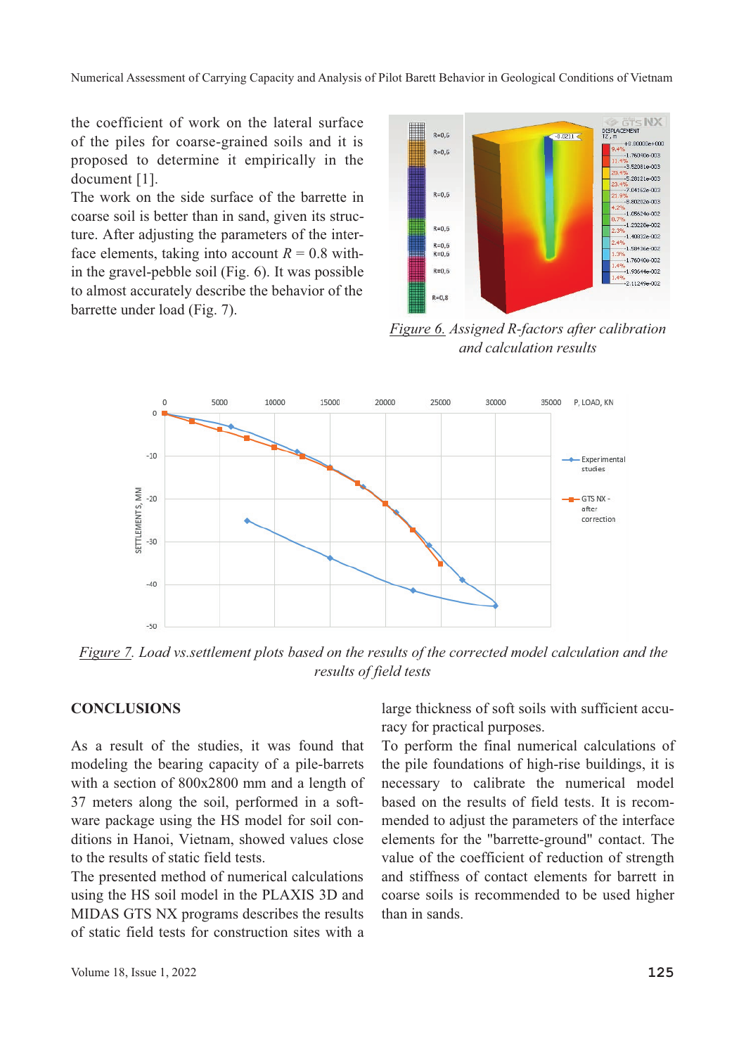the coefficient of work on the lateral surface of the piles for coarse-grained soils and it is proposed to determine it empirically in the document [1].

The work on the side surface of the barrette in coarse soil is better than in sand, given its structure. After adjusting the parameters of the interface elements, taking into account $R = 0.8$ within the gravel-pebble soil (Fig. 6). It was possible to almost accurately describe the behavior of the barrette under load (Fig. 7).

*Figure 6. Assigned R-factors after calibration and calculation results*

*Figure 7. Load vs.settlement plots based on the results of the corrected model calculation and the results of field tests*

## CONCLUSIONS

As a result of the studies, it was found that modeling the bearing capacity of a pile-barrets with a section of 800x2800 mm and a length of 37 meters along the soil, performed in a software package using the HS model for soil conditions in Hanoi, Vietnam, showed values close to the results of static field tests.

The presented method of numerical calculations using the HS soil model in the PLAXIS 3D and MIDAS GTS NX programs describes the results of static field tests for construction sites with a large thickness of soft soils with sufficient accuracy for practical purposes.

To perform the final numerical calculations of the pile foundations of high-rise buildings, it is necessary to calibrate the numerical model based on the results of field tests. It is recommended to adjust the parameters of the interface elements for the "barrette-ground" contact. The value of the coefficient of reduction of strength and stiffness of contact elements for barrett in coarse soils is recommended to be used higher than in sands.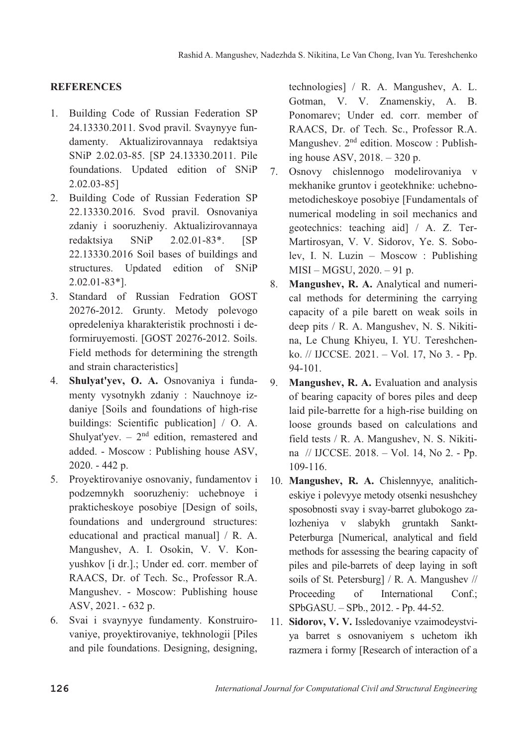## REFERENCES

1. Building Code of Russian Federation SP 24.13330.2011. Svod pravil. Svaynyye fundamenty. Aktualizirovannaya redaktsiya SNiP 2.02.03-85. [SP 24.13330.2011. Pile foundations. Updated edition of SNiP 2.02.03-85]
2. Building Code of Russian Federation SP 22.13330.2016. Svod pravil. Osnovaniya zdaniy i sooruzheniy. Aktualizirovannaya redaktsiya SNiP 2.02.01-83*. [SP 22.13330.2016 Soil bases of buildings and structures. Updated edition of SNiP 2.02.01-83*].
3. Standard of Russian Fedration GOST 20276-2012. Grunty. Metody polevogo opredeleniya kharakteristik prochnosti i deformiruyemosti. [GOST 20276-2012. Soils. Field methods for determining the strength and strain characteristics]
4. **Shulyat'yev, O. A.** Osnovaniya i fundamenty vysotnykh zdaniy : Nauchnoye izdaniye [Soils and foundations of high-rise buildings: Scientific publication] / O. A. Shulyat'yev. – 2nd edition, remastered and added. - Moscow : Publishing house ASV, 2020. - 442 p.
5. Proyektirovaniye osnovaniy, fundamentov i podzemnykh sooruzheniy: uchebnoye i prakticheskoye posobiye [Design of soils, foundations and underground structures: educational and practical manual] / R. A. Mangushev, A. I. Osokin, V. V. Konyushkov [i dr.].; Under ed. corr. member of RAACS, Dr. of Tech. Sc., Professor R.A. Mangushev. - Moscow: Publishing house ASV, 2021. - 632 p.
6. Svai i svaynyye fundamenty. Konstruirovaniye, proyektirovaniye, tekhnologii [Piles and pile foundations. Designing, designing, technologies] / R. A. Mangushev, A. L. Gotman, V. V. Znamenskiy, A. B. Ponomarev; Under ed. corr. member of RAACS, Dr. of Tech. Sc., Professor R.A. Mangushev. 2nd edition. Moscow : Publishing house ASV, 2018. – 320 p.
7. Osnovy chislennogo modelirovaniya v mekhanike gruntov i geotekhnike: uchebno-metodicheskoye posobiye [Fundamentals of numerical modeling in soil mechanics and geotechnics: teaching aid] / A. Z. Ter-Martirosyan, V. V. Sidorov, Ye. S. Sobolev, I. N. Luzin – Moscow : Publishing MISI – MGSU, 2020. – 91 p.
8. **Mangushev, R. A.** Analytical and numerical methods for determining the carrying capacity of a pile barett on weak soils in deep pits / R. A. Mangushev, N. S. Nikitina, Le Chung Khiyeu, I. YU. Tereshchenko. // IJCCSE. 2021. – Vol. 17, No 3. - Pp. 94-101.
9. **Mangushev, R. A.** Evaluation and analysis of bearing capacity of bores piles and deep laid pile-barrette for a high-rise building on loose grounds based on calculations and field tests / R. A. Mangushev, N. S. Nikitina // IJCCSE. 2018. – Vol. 14, No 2. - Pp. 109-116.
10. **Mangushev, R. A.** Chislennyye, analiticheskiye i polevyye metody otsenki nesushchey sposobnosti svay i svay-barret glubokogo zalozheniya v slabykh gruntakh Sankt-Peterburga [Numerical, analytical and field methods for assessing the bearing capacity of piles and pile-barrets of deep laying in soft soils of St. Petersburg] / R. A. Mangushev // Proceeding of International Conf.; SPbGASU. – SPb., 2012. - Pp. 44-52.
11. **Sidorov, V. V.** Issledovaniye vzaimodeystviya barret s osnovaniyem s uchetom ikh razmera i formy [Research of interaction of a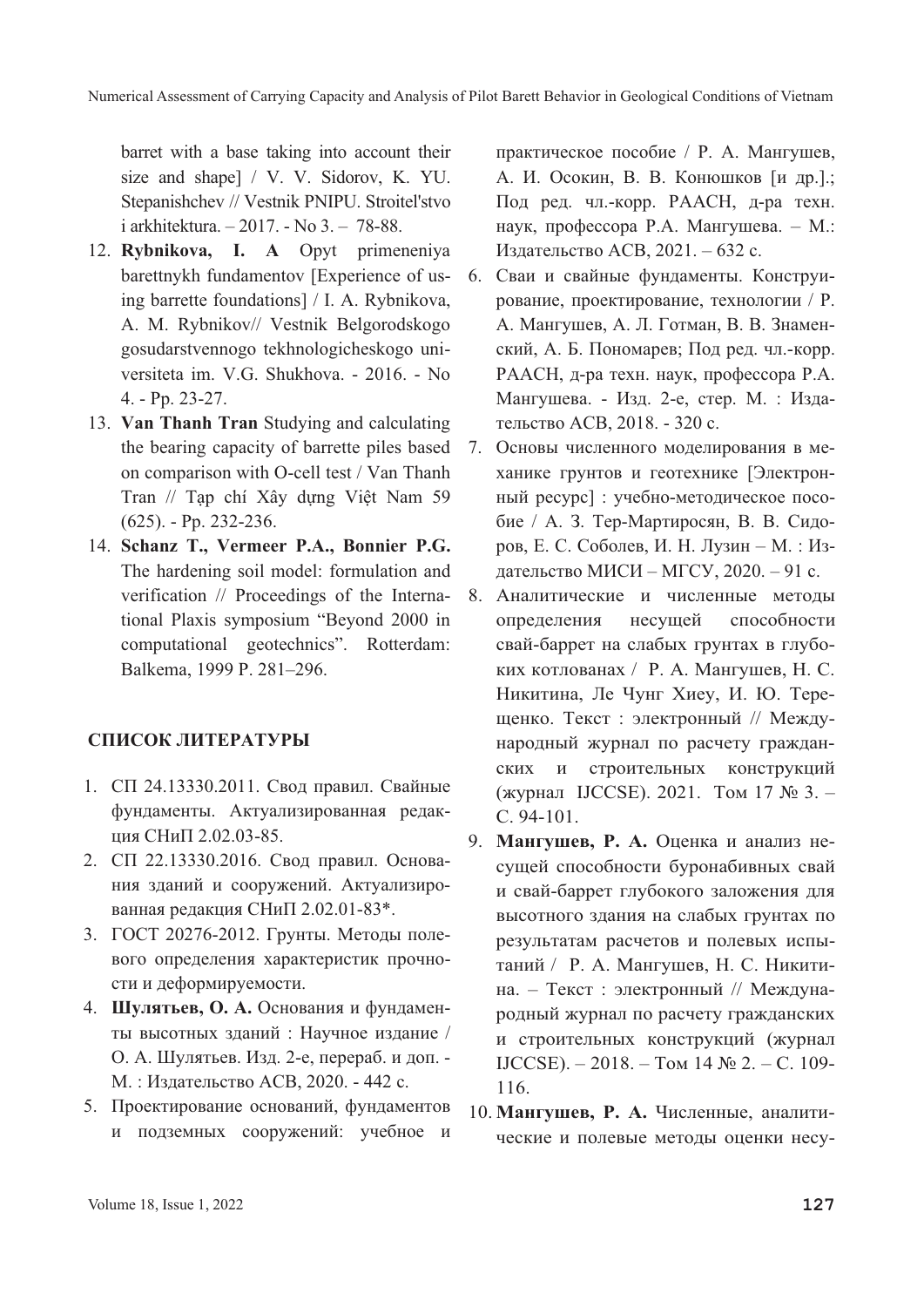barret with a base taking into account their size and shape] / V. V. Sidorov, K. YU. Stepanishchev // Vestnik PNIPU. Stroitel'stvo i arkhitektura. – 2017. - No 3. – 78-88.

12. **Rybnikova, I. A** Opyt primeneniya barettnykh fundamentov [Experience of using barrette foundations] / I. A. Rybnikova, A. M. Rybnikov// Vestnik Belgorodskogo gosudarstvennogo tekhnologicheskogo universiteta im. V.G. Shukhova. - 2016. - No 4. - Pp. 23-27.
13. **Van Thanh Tran** Studying and calculating the bearing capacity of barrette piles based on comparison with O-cell test / Van Thanh Tran // Tạp chí Xây dựng Việt Nam 59 (625). - Pp. 232-236.
14. **Schanz T., Vermeer P.A., Bonnier P.G.** The hardening soil model: formulation and verification // Proceedings of the International Plaxis symposium "Beyond 2000 in computational geotechnics". Rotterdam: Balkema, 1999 P. 281–296.

## СПИСОК ЛИТЕРАТУРЫ

1. СП 24.13330.2011. Свод правил. Свайные фундаменты. Актуализированная редакция СНиП 2.02.03-85.
2. СП 22.13330.2016. Свод правил. Основания зданий и сооружений. Актуализированная редакция СНиП 2.02.01-83*.
3. ГОСТ 20276-2012. Грунты. Методы полевого определения характеристик прочности и деформируемости.
4. **Шулятьев, О. А.** Основания и фундаменты высотных зданий : Научное издание / О. А. Шулятьев. Изд. 2-е, перераб. и доп. - М. : Издательство АСВ, 2020. - 442 с.
5. Проектирование оснований, фундаментов и подземных сооружений: учебное и практическое пособие / Р. А. Мангушев, А. И. Осокин, В. В. Конюшков [и др.].; Под ред. чл.-корр. РААСН, д-ра техн. наук, профессора Р.А. Мангушева. – М.: Издательство АСВ, 2021. – 632 с.
6. Сваи и свайные фундаменты. Конструирование, проектирование, технологии / Р. А. Мангушев, А. Л. Готман, В. В. Знаменский, А. Б. Пономарев; Под ред. чл.-корр. РААСН, д-ра техн. наук, профессора Р.А. Мангушева. - Изд. 2-е, стер. М. : Издательство АСВ, 2018. - 320 с.
7. Основы численного моделирования в механике грунтов и геотехнике [Электронный ресурс] : учебно-методическое пособие / А. З. Тер-Мартиросян, В. В. Сидоров, Е. С. Соболев, И. Н. Лузин – М. : Издательство МИСИ – МГСУ, 2020. – 91 с.
8. Аналитические и численные методы определения несущей способности свай-баррет на слабых грунтах в глубоких котлованах / Р. А. Мангушев, Н. С. Никитина, Ле Чунг Хиеу, И. Ю. Терещенко. Текст : электронный // Международный журнал по расчету гражданских и строительных конструкций (журнал IJCCSE). 2021. Том 17 № 3. – С. 94-101.
9. **Мангушев, Р. А.** Оценка и анализ несущей способности буронабивных свай и свай-баррет глубокого заложения для высотного здания на слабых грунтах по результатам расчетов и полевых испытаний / Р. А. Мангушев, Н. С. Никитина. – Текст : электронный // Международный журнал по расчету гражданских и строительных конструкций (журнал IJCCSE). – 2018. – Том 14 № 2. – С. 109-116.
10. **Мангушев, Р. А.** Численные, аналитические и полевые методы оценки несу-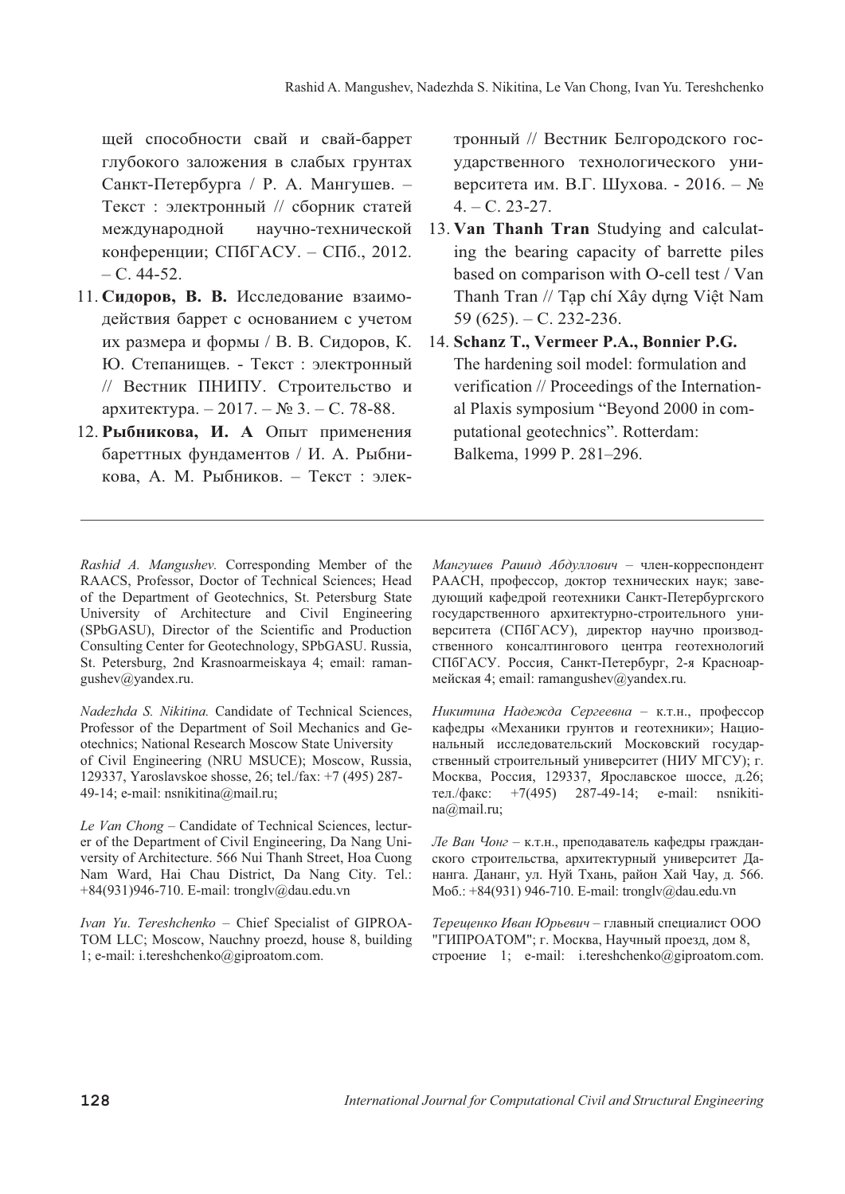щей способности свай и свай-баррет глубокого заложения в слабых грунтах Санкт-Петербурга / Р. А. Мангушев. – Текст : электронный // сборник статей международной научно-технической конференции; СПбГАСУ. – СПб., 2012. – С. 44-52.

11. **Сидоров, В. В.** Исследование взаимодействия баррет с основанием с учетом их размера и формы / В. В. Сидоров, К. Ю. Степанищев. - Текст : электронный // Вестник ПНИПУ. Строительство и архитектура. – 2017. – № 3. – С. 78-88.
12. **Рыбникова, И. А** Опыт применения бареттных фундаментов / И. А. Рыбникова, А. М. Рыбников. – Текст : электронный // Вестник Белгородского государственного технологического университета им. В.Г. Шухова. - 2016. – № 4. – С. 23-27.
13. **Van Thanh Tran** Studying and calculating the bearing capacity of barrette piles based on comparison with O-cell test / Van Thanh Tran // Tạp chí Xây dựng Việt Nam 59 (625). – C. 232-236.
14. **Schanz T., Vermeer P.A., Bonnier P.G.** The hardening soil model: formulation and verification // Proceedings of the International Plaxis symposium "Beyond 2000 in computational geotechnics". Rotterdam: Balkema, 1999 P. 281–296.

---

*Rashid A. Mangushev.* Corresponding Member of the RAACS, Professor, Doctor of Technical Sciences; Head of the Department of Geotechnics, St. Petersburg State University of Architecture and Civil Engineering (SPbGASU), Director of the Scientific and Production Consulting Center for Geotechnology, SPbGASU. Russia, St. Petersburg, 2nd Krasnoarmeiskaya 4; email: ramangushev@yandex.ru.

*Nadezhda S. Nikitina.* Candidate of Technical Sciences, Professor of the Department of Soil Mechanics and Geotechnics; National Research Moscow State University of Civil Engineering (NRU MSUCE); Moscow, Russia, 129337, Yaroslavskoe shosse, 26; tel./fax: +7 (495) 287-49-14; e-mail: nsnikitina@mail.ru;

*Le Van Chong* – Candidate of Technical Sciences, lecturer of the Department of Civil Engineering, Da Nang University of Architecture. 566 Nui Thanh Street, Hoa Cuong Nam Ward, Hai Chau District, Da Nang City. Tel.: +84(931)946-710. E-mail: tronglv@dau.edu.vn

*Ivan Yu. Tereshchenko* – Chief Specialist of GIPROATOM LLC; Moscow, Nauchny proezd, house 8, building 1; e-mail: i.tereshchenko@giproatom.com.

*Мангушев Рашид Абдуллович* – член-корреспондент РААСН, профессор, доктор технических наук; заведующий кафедрой геотехники Санкт-Петербургского государственного архитектурно-строительного университета (СПбГАСУ), директор научно производственного консалтингового центра геотехнологий СПбГАСУ. Россия, Санкт-Петербург, 2-я Красноармейская 4; email: ramangushev@yandex.ru.

*Никитина Надежда Сергеевна* – к.т.н., профессор кафедры «Механики грунтов и геотехники»; Национальный исследовательский Московский государственный строительный университет (НИУ МГСУ); г. Москва, Россия, 129337, Ярославское шоссе, д.26; тел./факс: +7(495) 287-49-14; e-mail: nsnikitina@mail.ru;

*Ле Ван Чонг* – к.т.н., преподаватель кафедры гражданского строительства, архитектурный университет Дананга. Дананг, ул. Нуй Тхань, район Хай Чау, д. 566. Моб.: +84(931) 946-710. E-mail: tronglv@dau.edu.vn

*Терещенко Иван Юрьевич* – главный специалист ООО "ГИПРОАТОМ"; г. Москва, Научный проезд, дом 8, строение 1; e-mail: i.tereshchenko@giproatom.com.